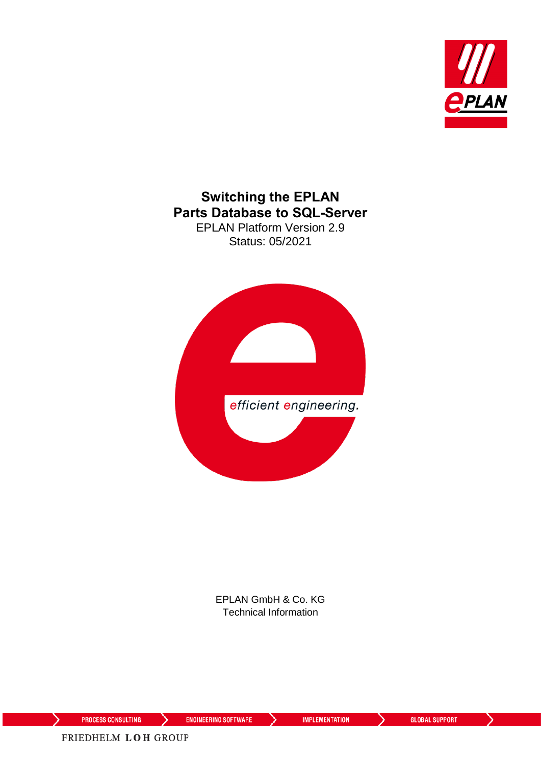# Switching the EPLAN Parts Database to SQL-Server

EPLAN Platform Version 2.9

Status: 05/2021

EPLAN GmbH & Co. KG

Technical Information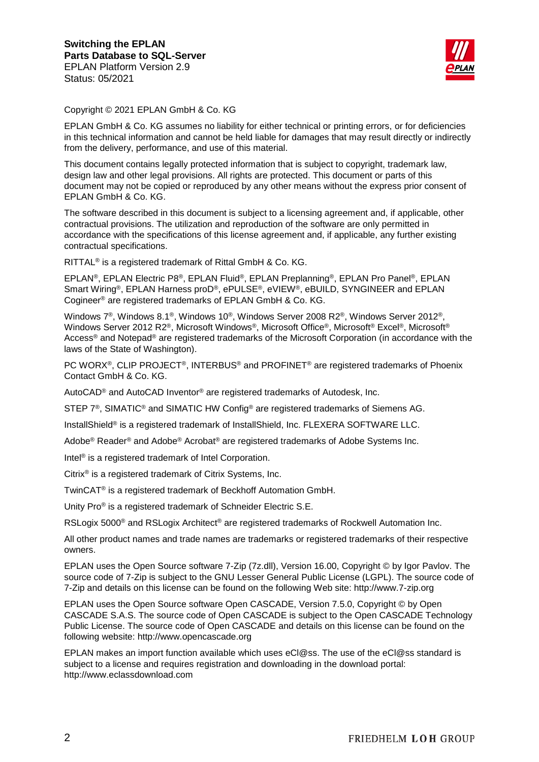Copyright © 2021 EPLAN GmbH & Co. KG

EPLAN GmbH & Co. KG assumes no liability for either technical or printing errors, or for deficiencies in this technical information and cannot be held liable for damages that may result directly or indirectly from the delivery, performance, and use of this material.

This document contains legally protected information that is subject to copyright, trademark law, design law and other legal provisions. All rights are protected. This document or parts of this document may not be copied or reproduced by any other means without the express prior consent of EPLAN GmbH & Co. KG.

The software described in this document is subject to a licensing agreement and, if applicable, other contractual provisions. The utilization and reproduction of the software are only permitted in accordance with the specifications of this license agreement and, if applicable, any further existing contractual specifications.

RITTAL® is a registered trademark of Rittal GmbH & Co. KG.

EPLAN®, EPLAN Electric P8®, EPLAN Fluid®, EPLAN Preplanning®, EPLAN Pro Panel®, EPLAN Smart Wiring®, EPLAN Harness proD®, ePULSE®, eVIEW®, eBUILD, SYNGINEER and EPLAN Cogineer® are registered trademarks of EPLAN GmbH & Co. KG.

Windows 7®, Windows 8.1®, Windows 10®, Windows Server 2008 R2®, Windows Server 2012®, Windows Server 2012 R2®, Microsoft Windows®, Microsoft Office®, Microsoft® Excel®, Microsoft® Access® and Notepad® are registered trademarks of the Microsoft Corporation (in accordance with the laws of the State of Washington).

PC WORX®, CLIP PROJECT®, INTERBUS® and PROFINET® are registered trademarks of Phoenix Contact GmbH & Co. KG.

AutoCAD® and AutoCAD Inventor® are registered trademarks of Autodesk, Inc.

STEP 7®, SIMATIC® and SIMATIC HW Config® are registered trademarks of Siemens AG.

InstallShield® is a registered trademark of InstallShield, Inc. FLEXERA SOFTWARE LLC.

Adobe® Reader® and Adobe® Acrobat® are registered trademarks of Adobe Systems Inc.

Intel® is a registered trademark of Intel Corporation.

Citrix® is a registered trademark of Citrix Systems, Inc.

TwinCAT® is a registered trademark of Beckhoff Automation GmbH.

Unity Pro® is a registered trademark of Schneider Electric S.E.

RSLogix 5000® and RSLogix Architect® are registered trademarks of Rockwell Automation Inc.

All other product names and trade names are trademarks or registered trademarks of their respective owners.

EPLAN uses the Open Source software 7-Zip (7z.dll), Version 16.00, Copyright © by Igor Pavlov. The source code of 7-Zip is subject to the GNU Lesser General Public License (LGPL). The source code of 7-Zip and details on this license can be found on the following Web site: http://www.7-zip.org

EPLAN uses the Open Source software Open CASCADE, Version 7.5.0, Copyright © by Open CASCADE S.A.S. The source code of Open CASCADE is subject to the Open CASCADE Technology Public License. The source code of Open CASCADE and details on this license can be found on the following website: http://www.opencascade.org

EPLAN makes an import function available which uses eCl@ss. The use of the eCl@ss standard is subject to a license and requires registration and downloading in the download portal: http://www.eclassdownload.com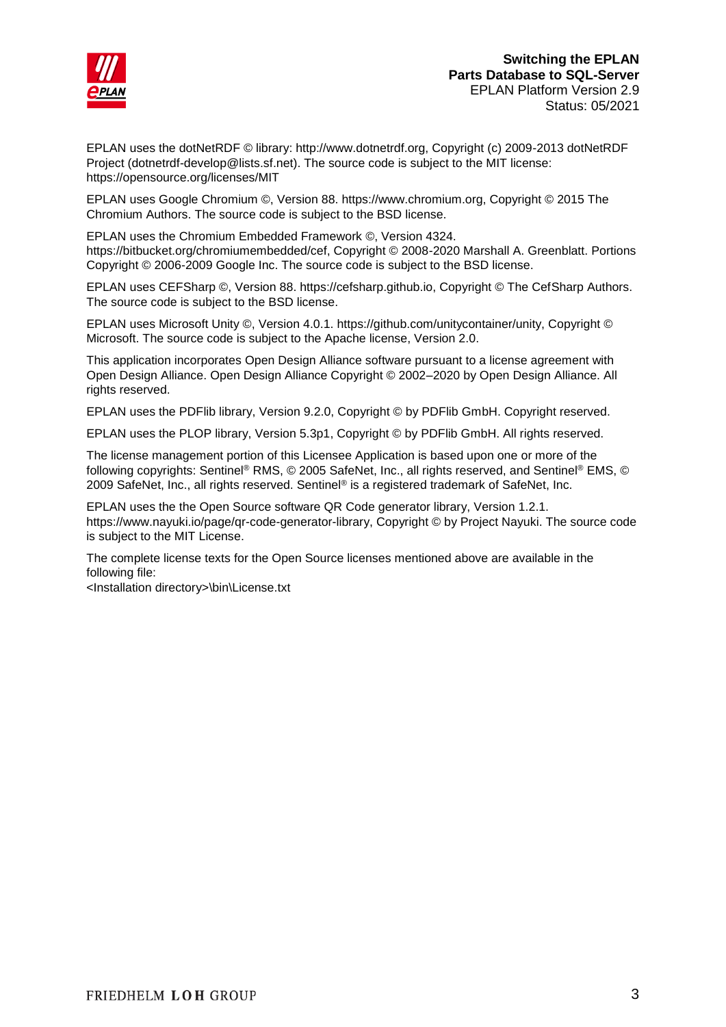EPLAN uses the dotNetRDF © library: http://www.dotnetrdf.org, Copyright (c) 2009-2013 dotNetRDF Project (dotnetrdf-develop@lists.sf.net). The source code is subject to the MIT license: https://opensource.org/licenses/MIT

EPLAN uses Google Chromium ©, Version 88. https://www.chromium.org, Copyright © 2015 The Chromium Authors. The source code is subject to the BSD license.

EPLAN uses the Chromium Embedded Framework ©, Version 4324. https://bitbucket.org/chromiumembedded/cef, Copyright © 2008-2020 Marshall A. Greenblatt. Portions Copyright © 2006-2009 Google Inc. The source code is subject to the BSD license.

EPLAN uses CEFSharp ©, Version 88. https://cefsharp.github.io, Copyright © The CefSharp Authors. The source code is subject to the BSD license.

EPLAN uses Microsoft Unity ©, Version 4.0.1. https://github.com/unitycontainer/unity, Copyright © Microsoft. The source code is subject to the Apache license, Version 2.0.

This application incorporates Open Design Alliance software pursuant to a license agreement with Open Design Alliance. Open Design Alliance Copyright © 2002–2020 by Open Design Alliance. All rights reserved.

EPLAN uses the PDFlib library, Version 9.2.0, Copyright © by PDFlib GmbH. Copyright reserved.

EPLAN uses the PLOP library, Version 5.3p1, Copyright © by PDFlib GmbH. All rights reserved.

The license management portion of this Licensee Application is based upon one or more of the following copyrights: Sentinel® RMS, © 2005 SafeNet, Inc., all rights reserved, and Sentinel® EMS, © 2009 SafeNet, Inc., all rights reserved. Sentinel® is a registered trademark of SafeNet, Inc.

EPLAN uses the the Open Source software QR Code generator library, Version 1.2.1. https://www.nayuki.io/page/qr-code-generator-library, Copyright © by Project Nayuki. The source code is subject to the MIT License.

The complete license texts for the Open Source licenses mentioned above are available in the following file:
<Installation directory>\bin\License.txt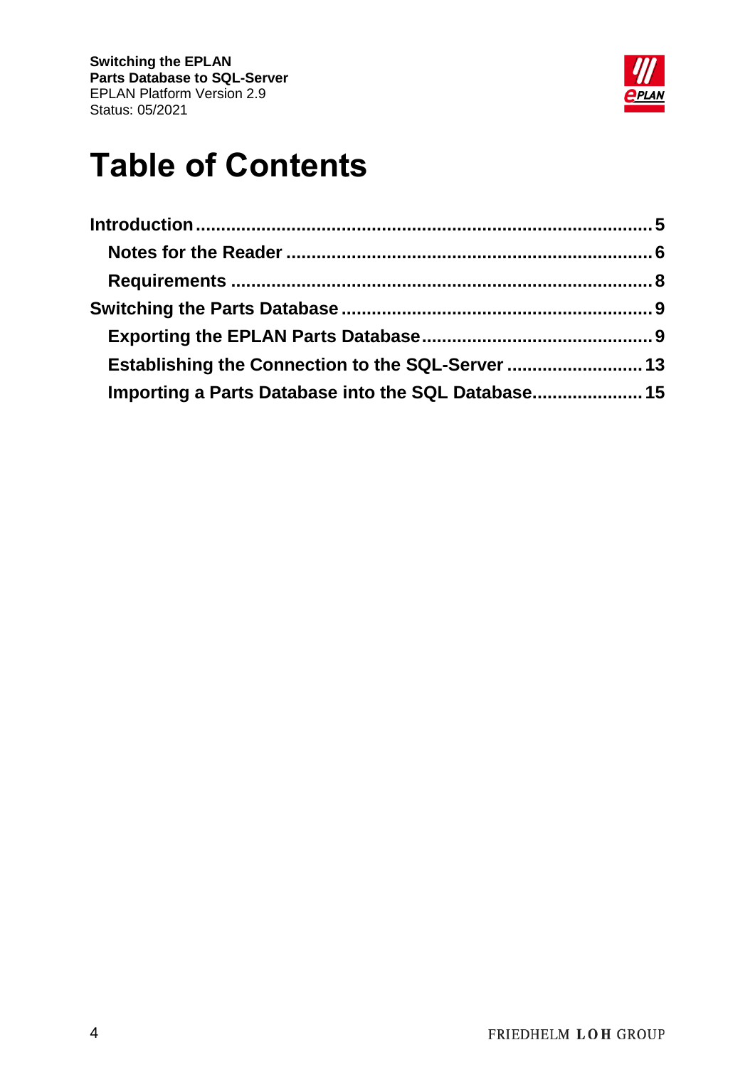# Table of Contents

- Introduction ..... 5
  - Notes for the Reader ..... 6
  - Requirements ..... 8
- Switching the Parts Database ..... 9
  - Exporting the EPLAN Parts Database ..... 9
  - Establishing the Connection to the SQL-Server ..... 13
  - Importing a Parts Database into the SQL Database ..... 15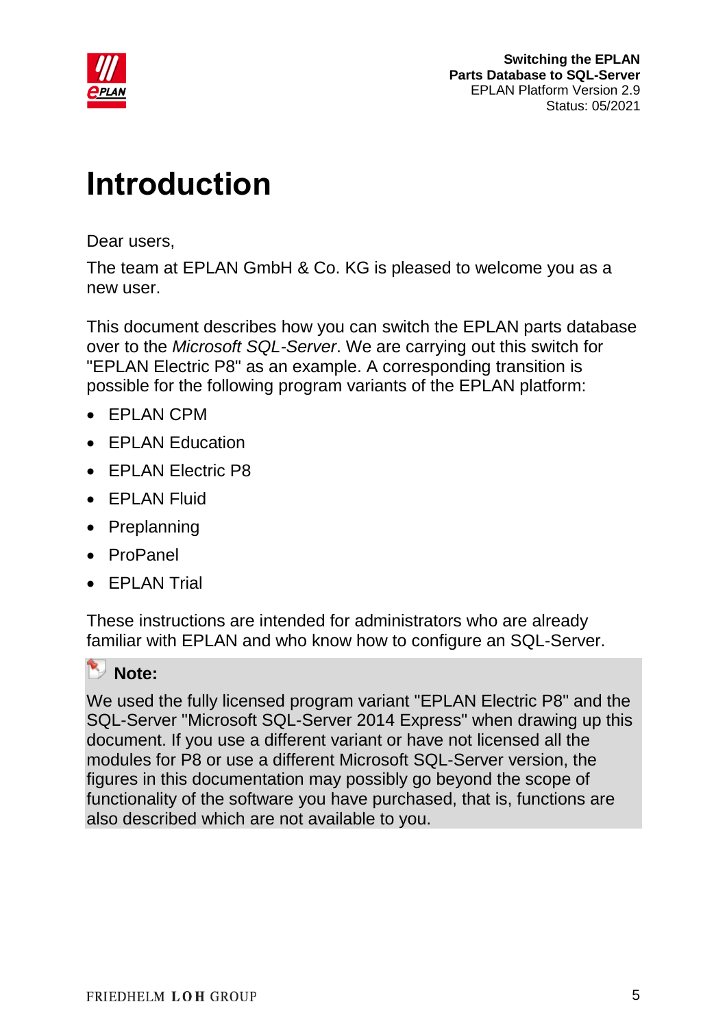# Introduction

Dear users,

The team at EPLAN GmbH & Co. KG is pleased to welcome you as a new user.

This document describes how you can switch the EPLAN parts database over to the *Microsoft SQL-Server*. We are carrying out this switch for "EPLAN Electric P8" as an example. A corresponding transition is possible for the following program variants of the EPLAN platform:

- EPLAN CPM
- EPLAN Education
- EPLAN Electric P8
- EPLAN Fluid
- Preplanning
- ProPanel
- EPLAN Trial

These instructions are intended for administrators who are already familiar with EPLAN and who know how to configure an SQL-Server.

**Note:**

We used the fully licensed program variant "EPLAN Electric P8" and the SQL-Server "Microsoft SQL-Server 2014 Express" when drawing up this document. If you use a different variant or have not licensed all the modules for P8 or use a different Microsoft SQL-Server version, the figures in this documentation may possibly go beyond the scope of functionality of the software you have purchased, that is, functions are also described which are not available to you.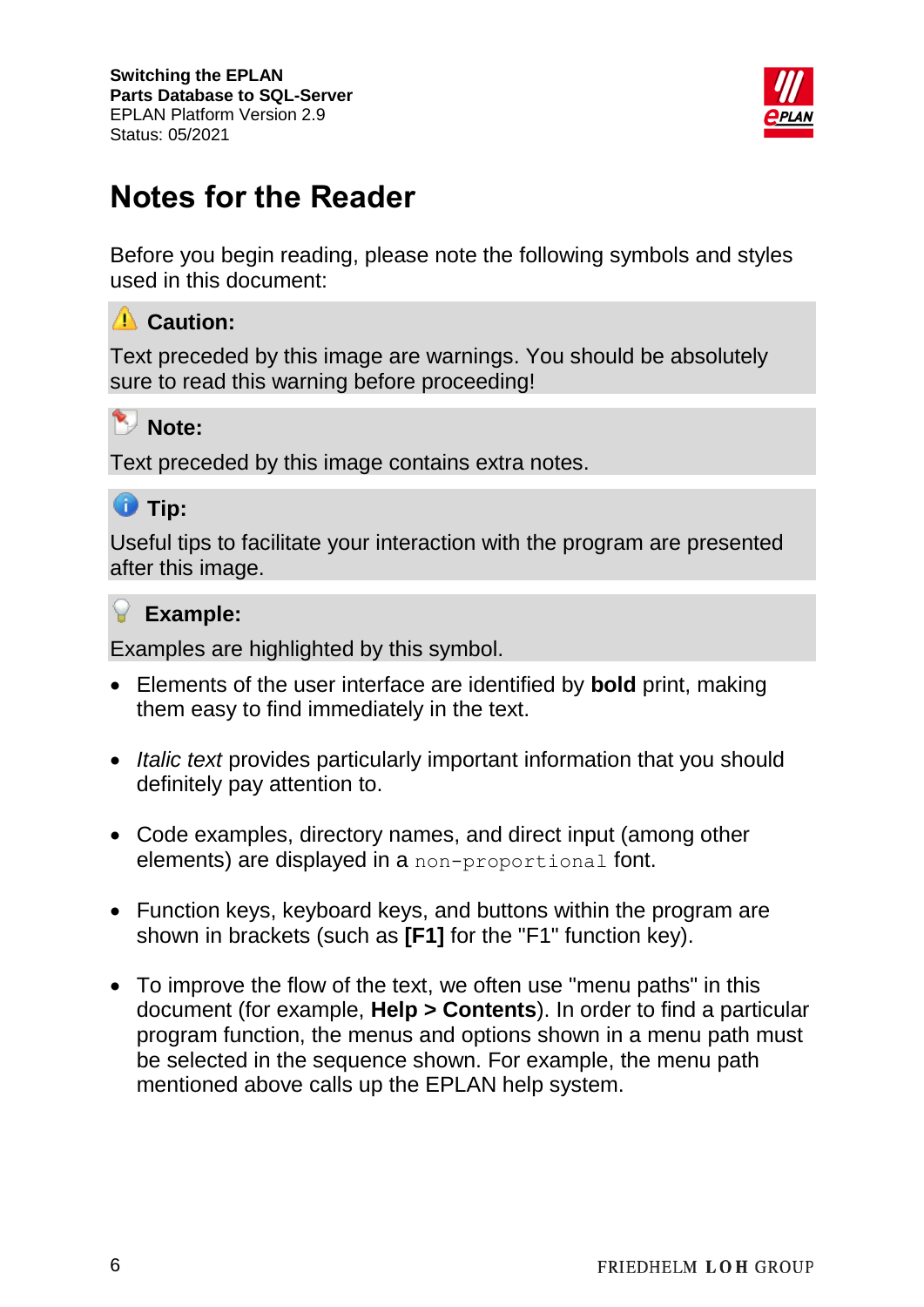# Notes for the Reader

Before you begin reading, please note the following symbols and styles used in this document:

**Caution:**

Text preceded by this image are warnings. You should be absolutely sure to read this warning before proceeding!

**Note:**

Text preceded by this image contains extra notes.

**Tip:**

Useful tips to facilitate your interaction with the program are presented after this image.

**Example:**

Examples are highlighted by this symbol.

- Elements of the user interface are identified by **bold** print, making them easy to find immediately in the text.
- *Italic text* provides particularly important information that you should definitely pay attention to.
- Code examples, directory names, and direct input (among other elements) are displayed in a `non-proportional` font.
- Function keys, keyboard keys, and buttons within the program are shown in brackets (such as **[F1]** for the "F1" function key).
- To improve the flow of the text, we often use "menu paths" in this document (for example, **Help > Contents**). In order to find a particular program function, the menus and options shown in a menu path must be selected in the sequence shown. For example, the menu path mentioned above calls up the EPLAN help system.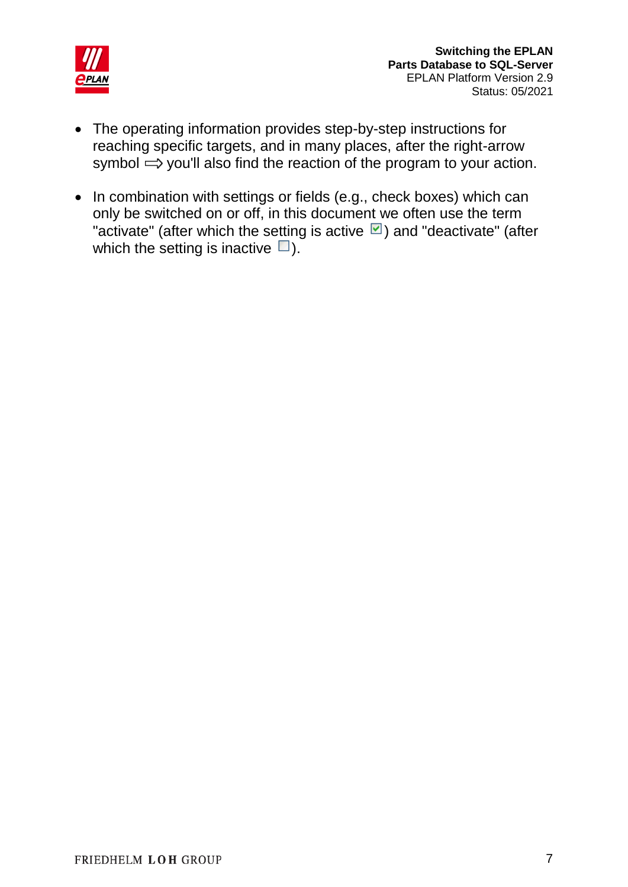- The operating information provides step-by-step instructions for reaching specific targets, and in many places, after the right-arrow symbol ⇨ you'll also find the reaction of the program to your action.

- In combination with settings or fields (e.g., check boxes) which can only be switched on or off, in this document we often use the term "activate" (after which the setting is active ☑) and "deactivate" (after which the setting is inactive ☐).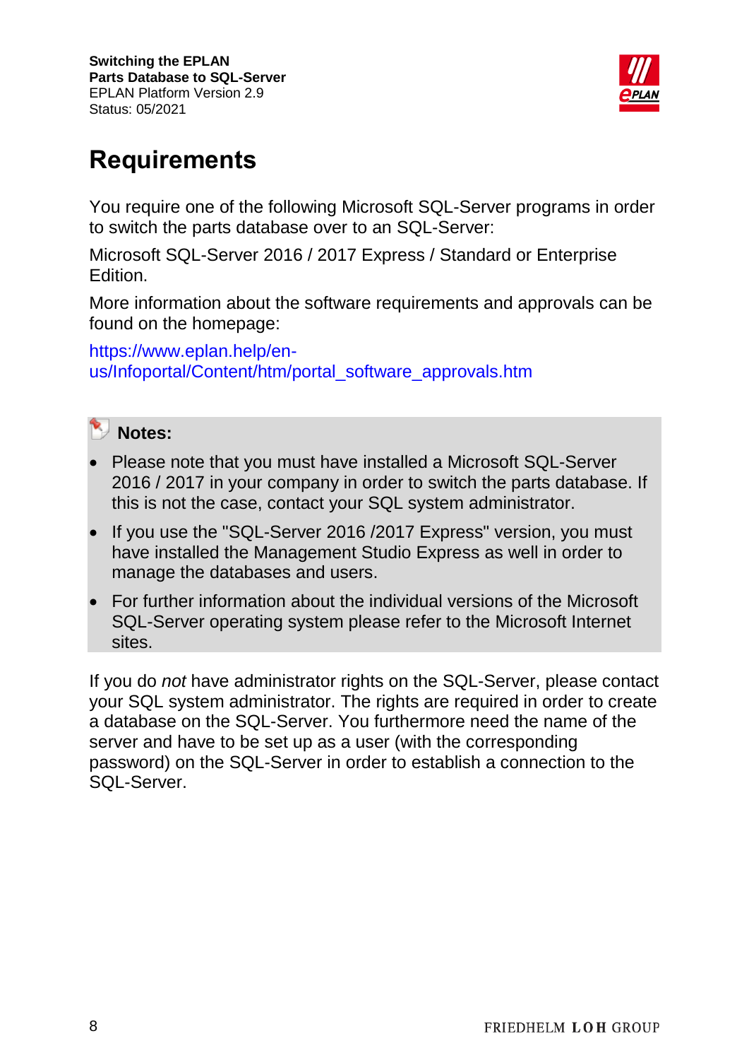# Requirements

You require one of the following Microsoft SQL-Server programs in order to switch the parts database over to an SQL-Server:

Microsoft SQL-Server 2016 / 2017 Express / Standard or Enterprise Edition.

More information about the software requirements and approvals can be found on the homepage:

https://www.eplan.help/en-us/Infoportal/Content/htm/portal_software_approvals.htm

**Notes:**

- Please note that you must have installed a Microsoft SQL-Server 2016 / 2017 in your company in order to switch the parts database. If this is not the case, contact your SQL system administrator.
- If you use the "SQL-Server 2016 /2017 Express" version, you must have installed the Management Studio Express as well in order to manage the databases and users.
- For further information about the individual versions of the Microsoft SQL-Server operating system please refer to the Microsoft Internet sites.

If you do *not* have administrator rights on the SQL-Server, please contact your SQL system administrator. The rights are required in order to create a database on the SQL-Server. You furthermore need the name of the server and have to be set up as a user (with the corresponding password) on the SQL-Server in order to establish a connection to the SQL-Server.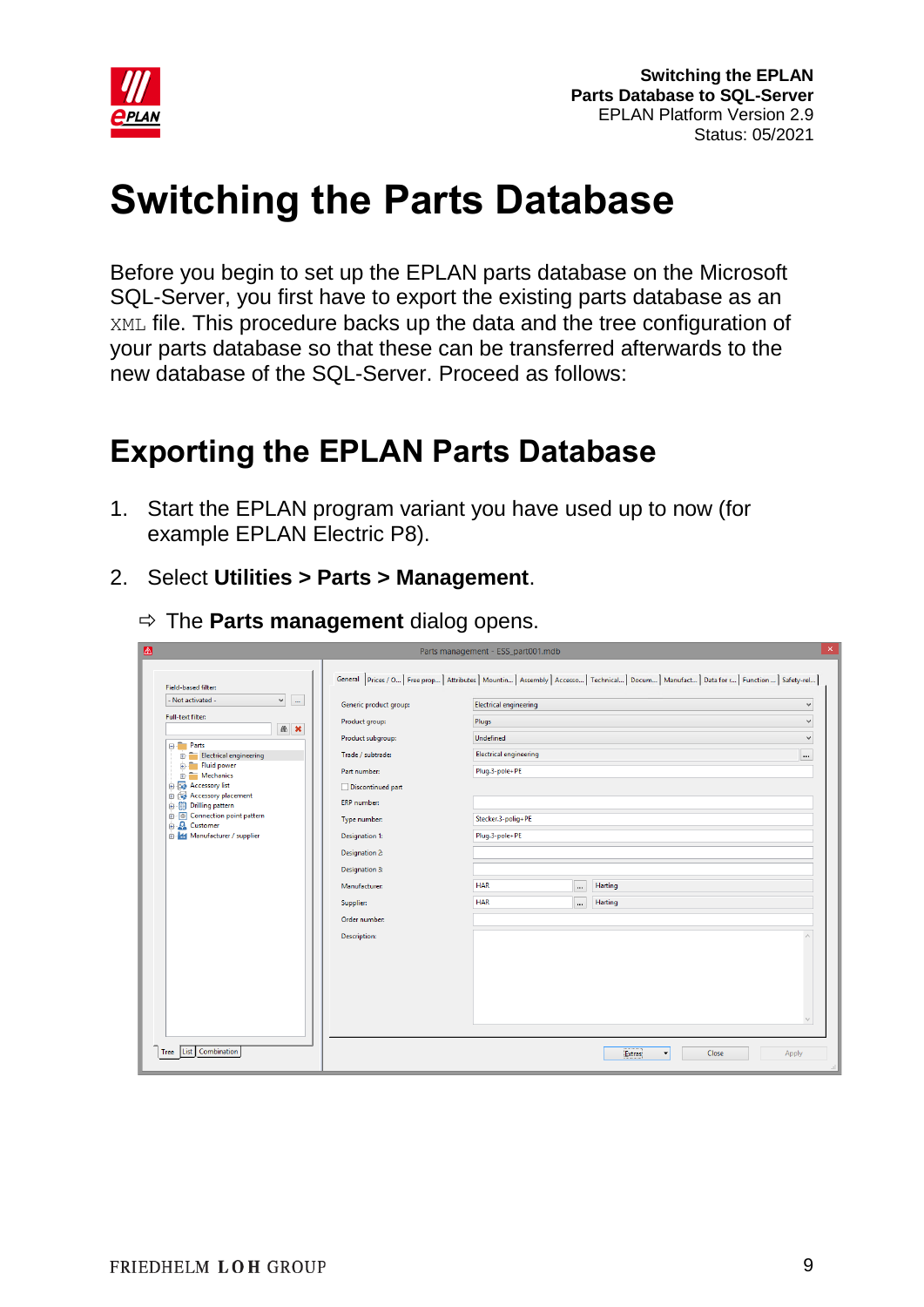# Switching the Parts Database

Before you begin to set up the EPLAN parts database on the Microsoft SQL-Server, you first have to export the existing parts database as an `XML` file. This procedure backs up the data and the tree configuration of your parts database so that these can be transferred afterwards to the new database of the SQL-Server. Proceed as follows:

## Exporting the EPLAN Parts Database

1. Start the EPLAN program variant you have used up to now (for example EPLAN Electric P8).
2. Select **Utilities > Parts > Management**.

   ⇨ The **Parts management** dialog opens.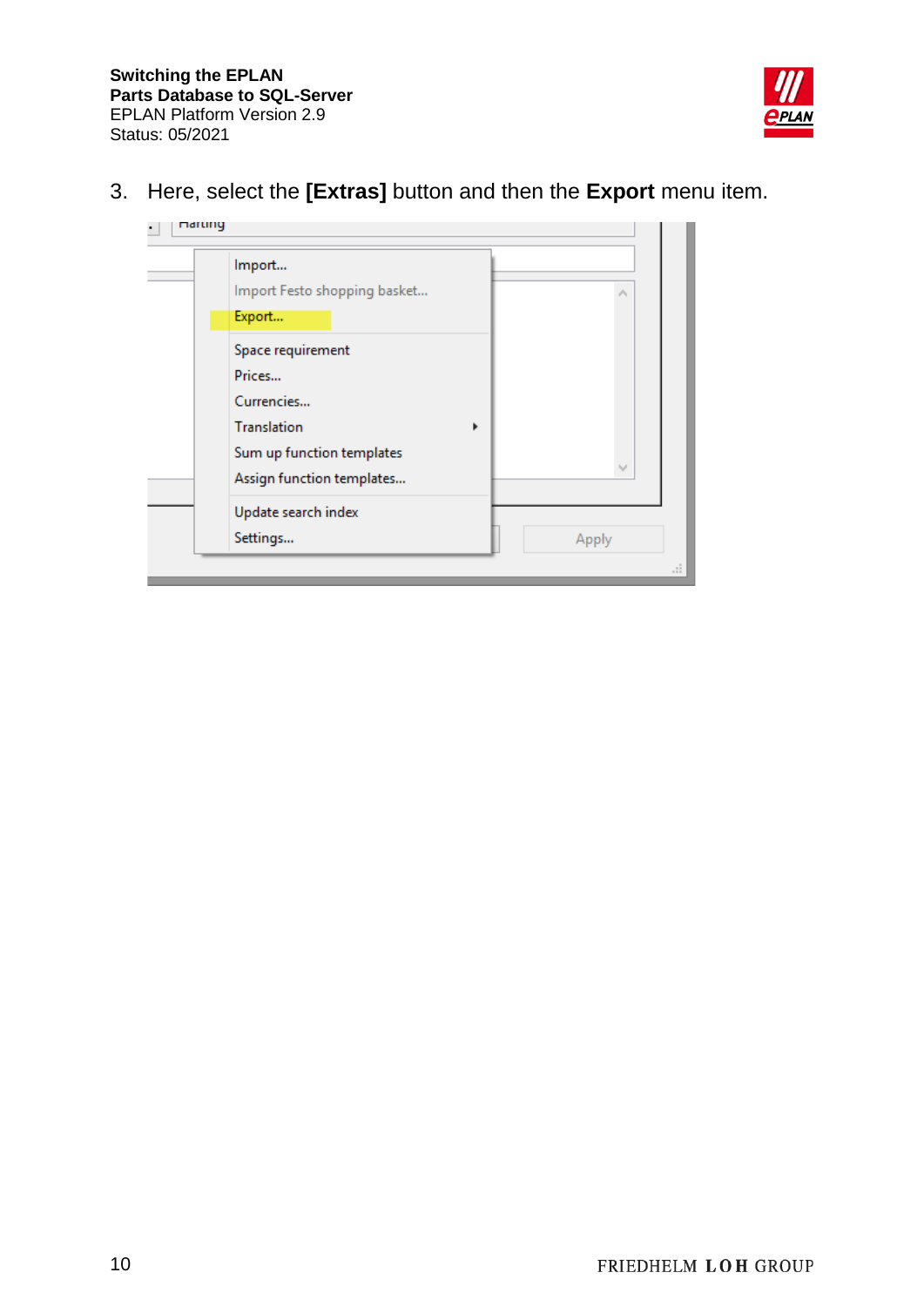3. Here, select the **[Extras]** button and then the **Export** menu item.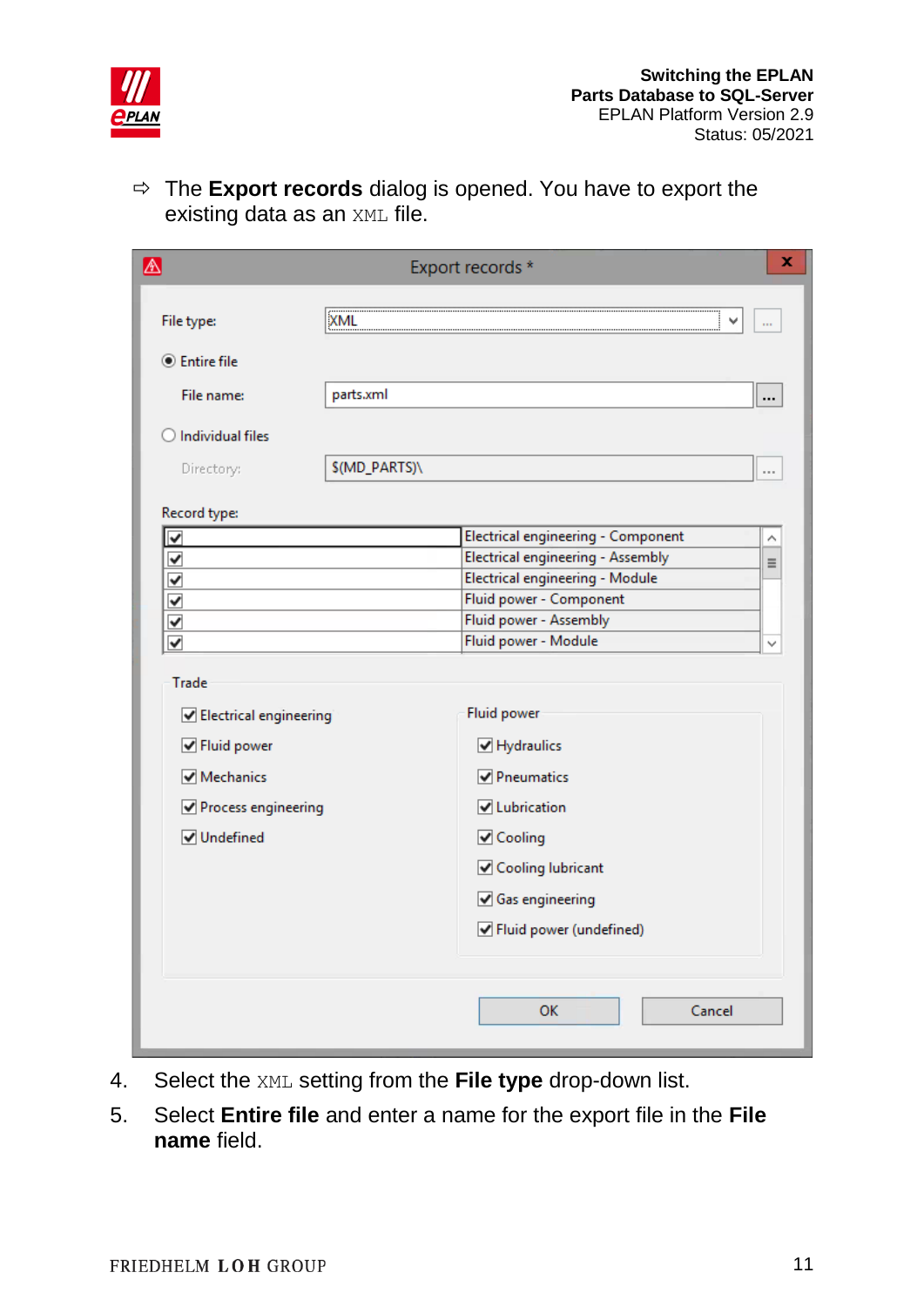⇨ The **Export records** dialog is opened. You have to export the existing data as an `XML` file.

4. Select the `XML` setting from the **File type** drop-down list.
5. Select **Entire file** and enter a name for the export file in the **File name** field.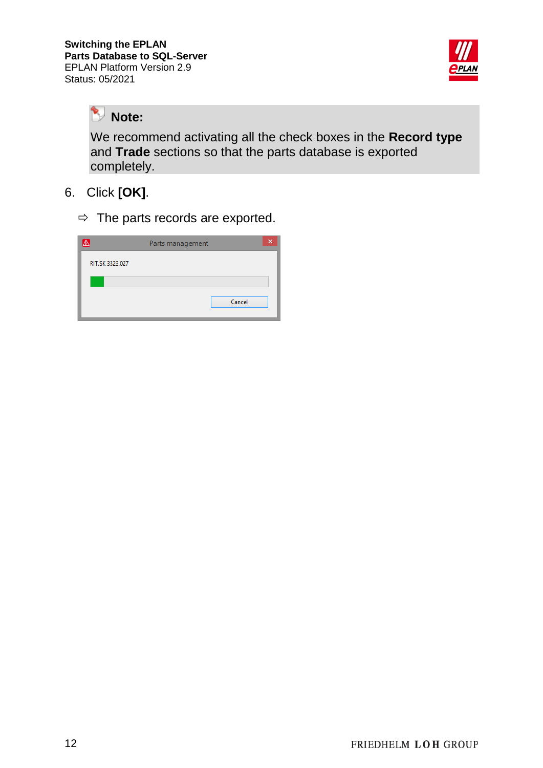**Note:**

We recommend activating all the check boxes in the **Record type** and **Trade** sections so that the parts database is exported completely.

6. Click **[OK]**.

   ⇨ The parts records are exported.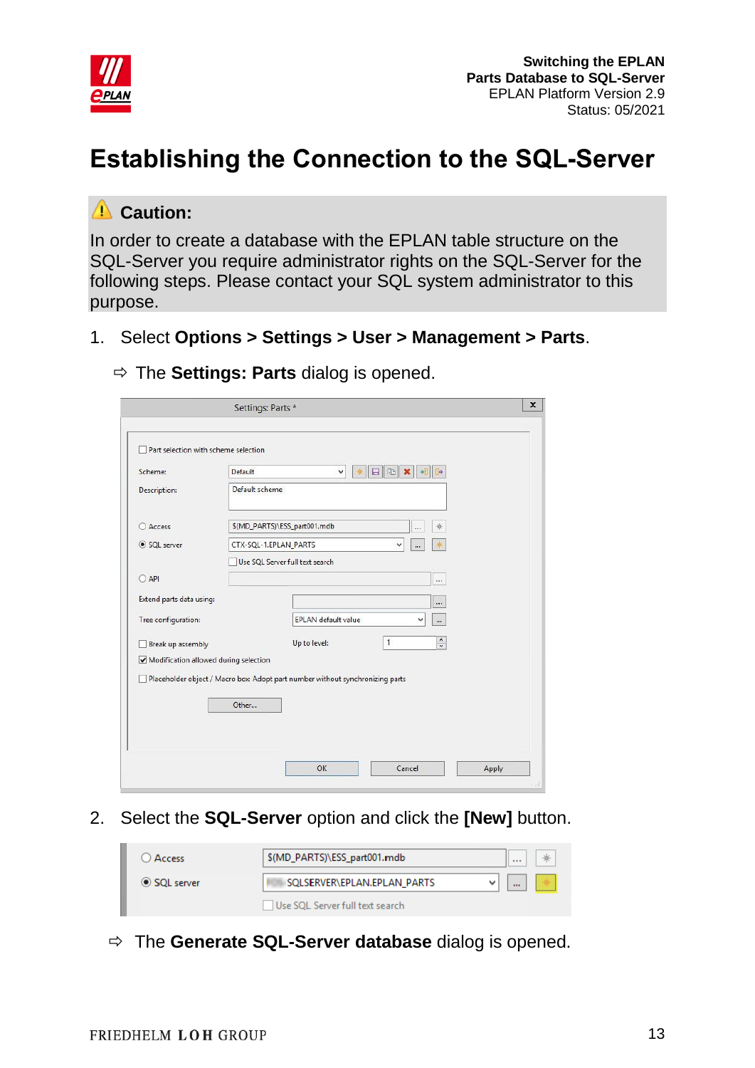# Establishing the Connection to the SQL-Server

**Caution:**

In order to create a database with the EPLAN table structure on the SQL-Server you require administrator rights on the SQL-Server for the following steps. Please contact your SQL system administrator to this purpose.

1. Select **Options > Settings > User > Management > Parts**.

   ⇨ The **Settings: Parts** dialog is opened.

2. Select the **SQL-Server** option and click the **[New]** button.

   ⇨ The **Generate SQL-Server database** dialog is opened.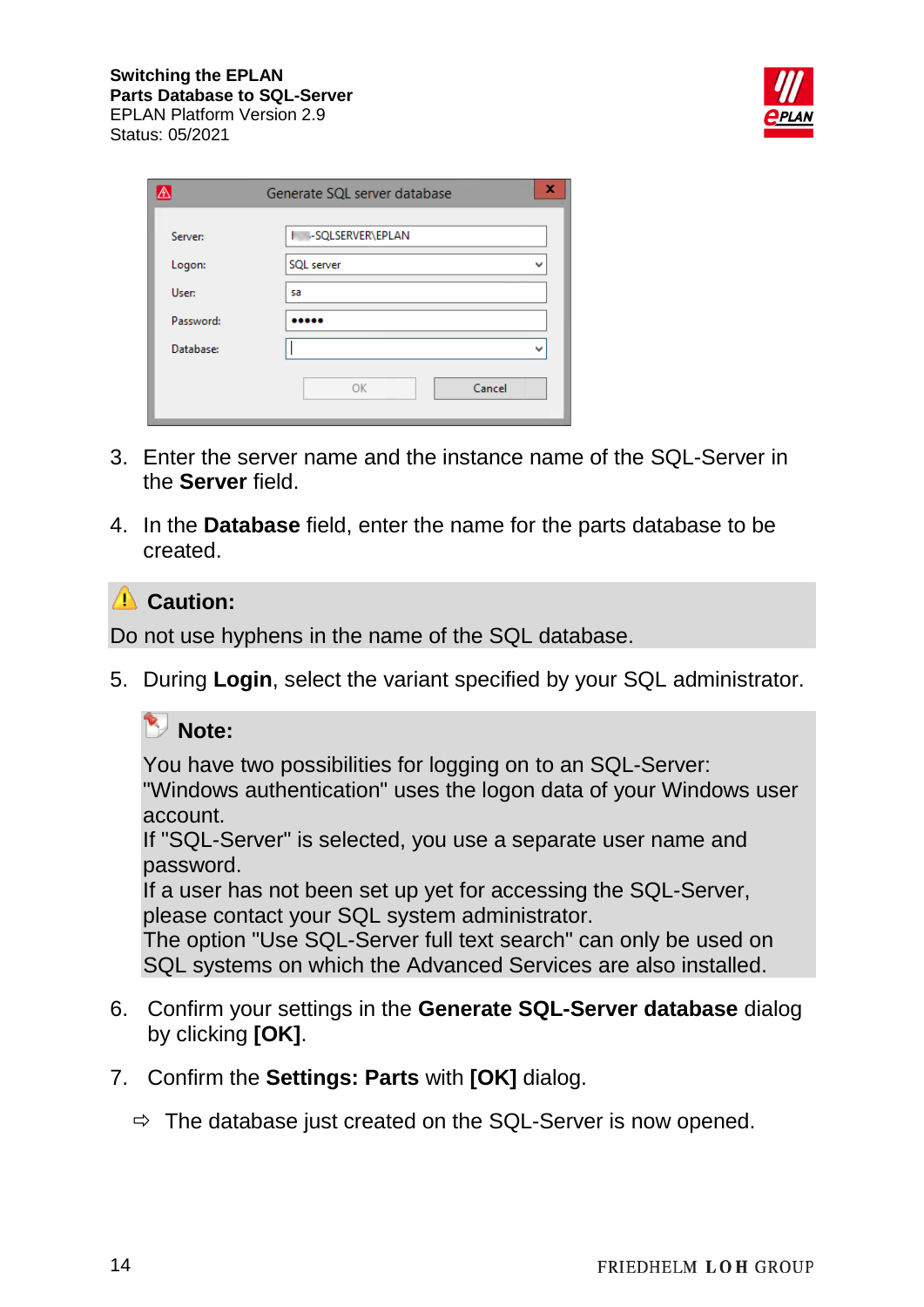3. Enter the server name and the instance name of the SQL-Server in the **Server** field.

4. In the **Database** field, enter the name for the parts database to be created.

**Caution:**

Do not use hyphens in the name of the SQL database.

5. During **Login**, select the variant specified by your SQL administrator.

**Note:**

You have two possibilities for logging on to an SQL-Server: "Windows authentication" uses the logon data of your Windows user account.
If "SQL-Server" is selected, you use a separate user name and password.
If a user has not been set up yet for accessing the SQL-Server, please contact your SQL system administrator.
The option "Use SQL-Server full text search" can only be used on SQL systems on which the Advanced Services are also installed.

6. Confirm your settings in the **Generate SQL-Server database** dialog by clicking **[OK]**.

7. Confirm the **Settings: Parts** with **[OK]** dialog.

⇨ The database just created on the SQL-Server is now opened.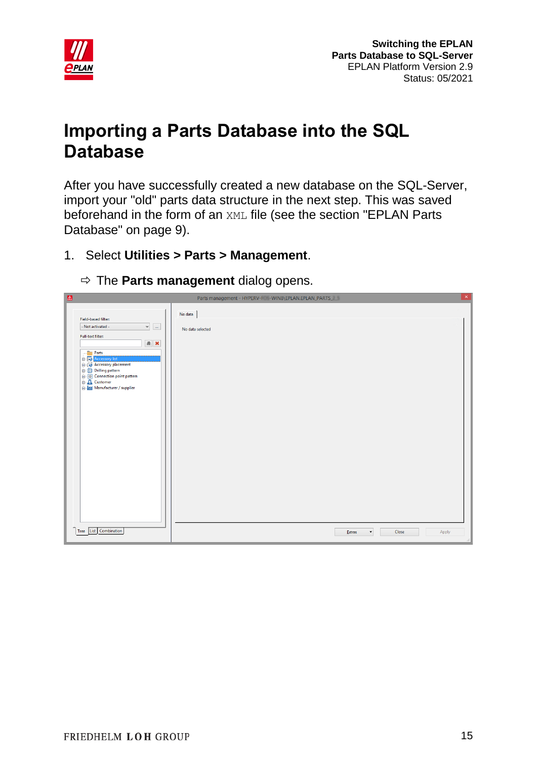# Importing a Parts Database into the SQL Database

After you have successfully created a new database on the SQL-Server, import your "old" parts data structure in the next step. This was saved beforehand in the form of an `XML` file (see the section "EPLAN Parts Database" on page 9).

1. Select **Utilities > Parts > Management**.

   ⇨ The **Parts management** dialog opens.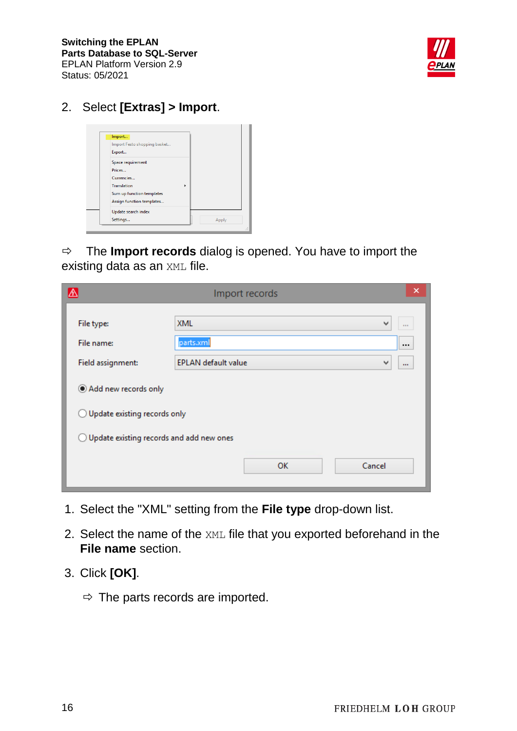2. Select **[Extras] > Import**.

⇨ The **Import records** dialog is opened. You have to import the existing data as an `XML` file.

1. Select the "XML" setting from the **File type** drop-down list.
2. Select the name of the `XML` file that you exported beforehand in the **File name** section.
3. Click **[OK]**.

   ⇨ The parts records are imported.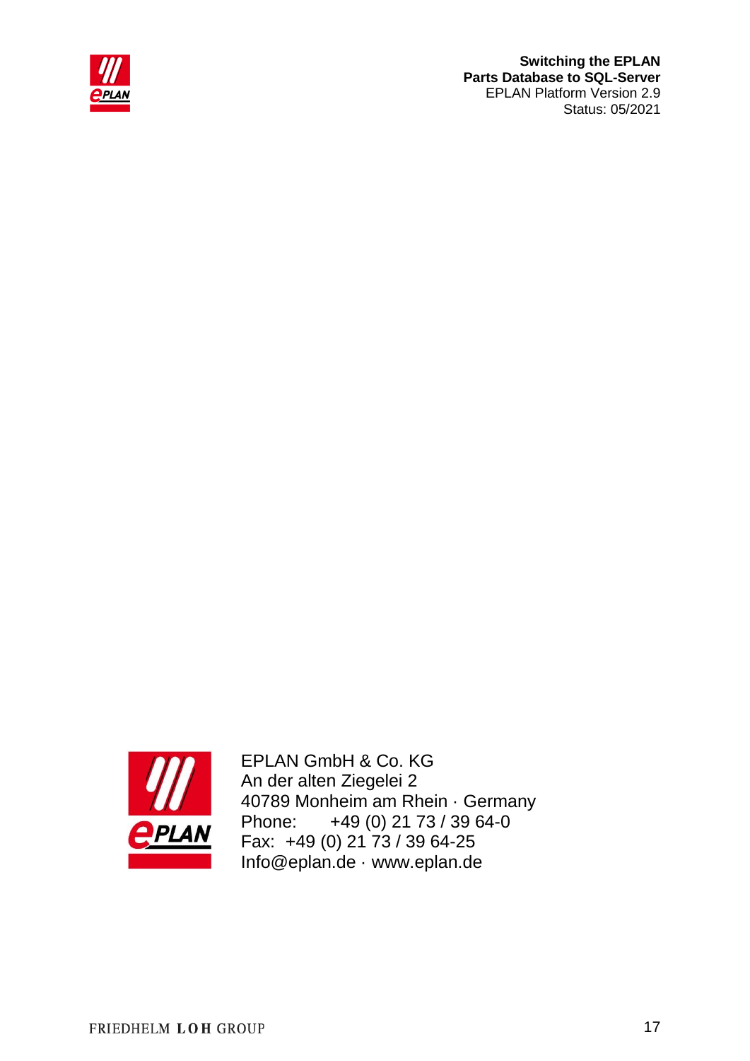EPLAN GmbH & Co. KG
An der alten Ziegelei 2
40789 Monheim am Rhein · Germany
Phone: +49 (0) 21 73 / 39 64-0
Fax: +49 (0) 21 73 / 39 64-25
Info@eplan.de · www.eplan.de